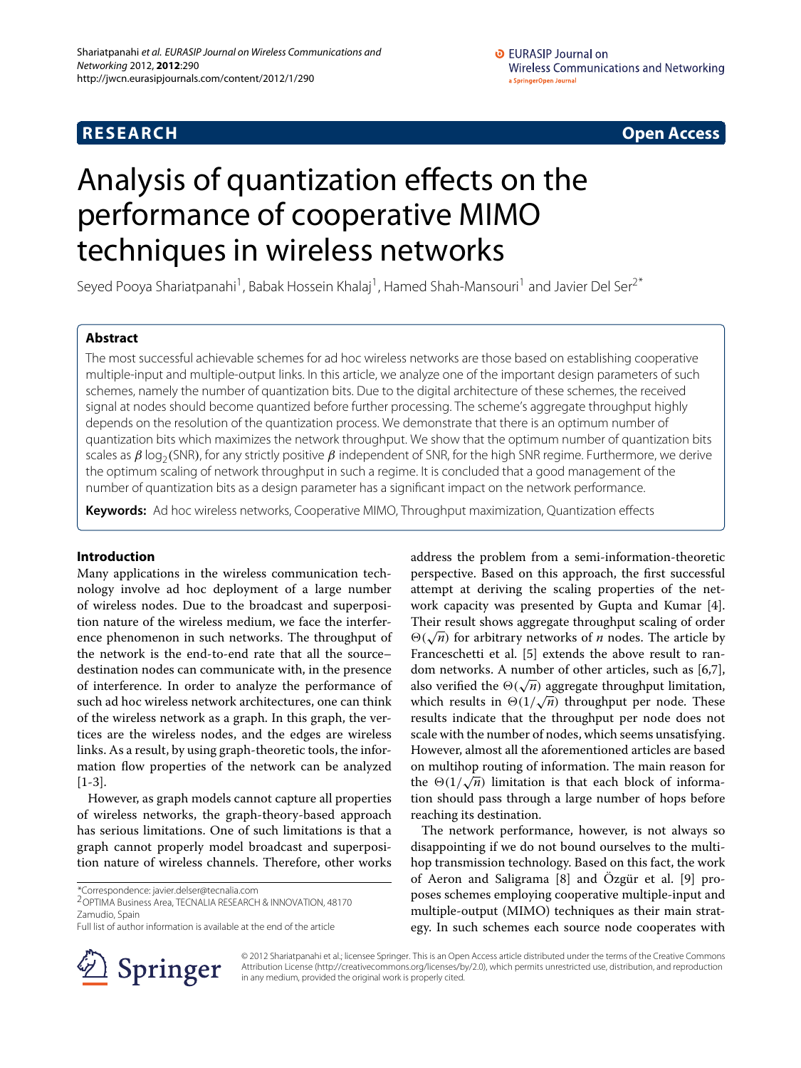**RESEARCH** **Open Access**

# Analysis of quantization effects on the performance of cooperative MIMO techniques in wireless networks

Seyed Pooya Shariatpanahi[1], Babak Hossein Khalaj[1], Hamed Shah-Mansouri[1] and Javier Del Ser[2*]

## Abstract

The most successful achievable schemes for ad hoc wireless networks are those based on establishing cooperative multiple-input and multiple-output links. In this article, we analyze one of the important design parameters of such schemes, namely the number of quantization bits. Due to the digital architecture of these schemes, the received signal at nodes should become quantized before further processing. The scheme's aggregate throughput highly depends on the resolution of the quantization process. We demonstrate that there is an optimum number of quantization bits which maximizes the network throughput. We show that the optimum number of quantization bits scales as $\beta \log_2(\text{SNR})$, for any strictly positive $\beta$ independent of SNR, for the high SNR regime. Furthermore, we derive the optimum scaling of network throughput in such a regime. It is concluded that a good management of the number of quantization bits as a design parameter has a significant impact on the network performance.

**Keywords:** Ad hoc wireless networks, Cooperative MIMO, Throughput maximization, Quantization effects

## Introduction

Many applications in the wireless communication technology involve ad hoc deployment of a large number of wireless nodes. Due to the broadcast and superposition nature of the wireless medium, we face the interference phenomenon in such networks. The throughput of the network is the end-to-end rate that all the source–destination nodes can communicate with, in the presence of interference. In order to analyze the performance of such ad hoc wireless network architectures, one can think of the wireless network as a graph. In this graph, the vertices are the wireless nodes, and the edges are wireless links. As a result, by using graph-theoretic tools, the information flow properties of the network can be analyzed [1-3].

However, as graph models cannot capture all properties of wireless networks, the graph-theory-based approach has serious limitations. One of such limitations is that a graph cannot properly model broadcast and superposition nature of wireless channels. Therefore, other works address the problem from a semi-information-theoretic perspective. Based on this approach, the first successful attempt at deriving the scaling properties of the network capacity was presented by Gupta and Kumar [4]. Their result shows aggregate throughput scaling of order $\Theta(\sqrt{n})$ for arbitrary networks of $n$ nodes. The article by Franceschetti et al. [5] extends the above result to random networks. A number of other articles, such as [6,7], also verified the $\Theta(\sqrt{n})$ aggregate throughput limitation, which results in $\Theta(1/\sqrt{n})$ throughput per node. These results indicate that the throughput per node does not scale with the number of nodes, which seems unsatisfying. However, almost all the aforementioned articles are based on multihop routing of information. The main reason for the $\Theta(1/\sqrt{n})$ limitation is that each block of information should pass through a large number of hops before reaching its destination.

The network performance, however, is not always so disappointing if we do not bound ourselves to the multihop transmission technology. Based on this fact, the work of Aeron and Saligrama [8] and Özgür et al. [9] proposes schemes employing cooperative multiple-input and multiple-output (MIMO) techniques as their main strategy. In such schemes each source node cooperates with

*Correspondence: javier.delser@tecnalia.com
[2]OPTIMA Business Area, TECNALIA RESEARCH & INNOVATION, 48170 Zamudio, Spain
Full list of author information is available at the end of the article

© 2012 Shariatpanahi et al.; licensee Springer. This is an Open Access article distributed under the terms of the Creative Commons Attribution License (http://creativecommons.org/licenses/by/2.0), which permits unrestricted use, distribution, and reproduction in any medium, provided the original work is properly cited.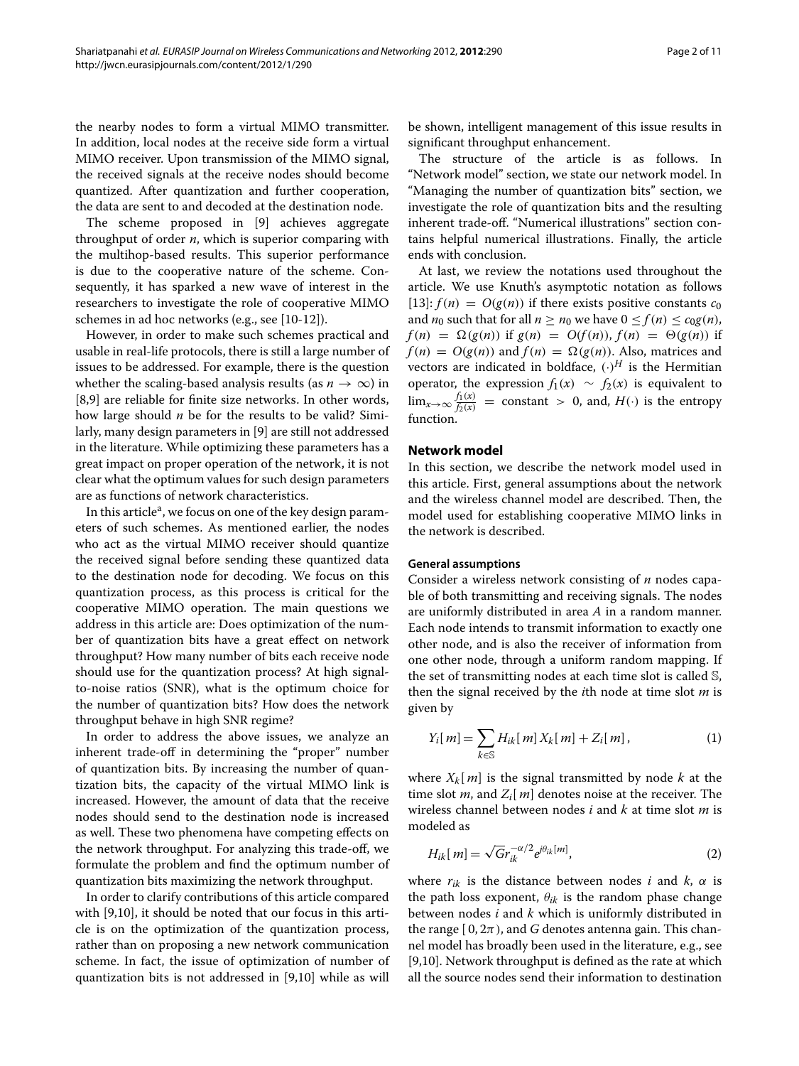the nearby nodes to form a virtual MIMO transmitter. In addition, local nodes at the receive side form a virtual MIMO receiver. Upon transmission of the MIMO signal, the received signals at the receive nodes should become quantized. After quantization and further cooperation, the data are sent to and decoded at the destination node.

The scheme proposed in [9] achieves aggregate throughput of order $n$, which is superior comparing with the multihop-based results. This superior performance is due to the cooperative nature of the scheme. Consequently, it has sparked a new wave of interest in the researchers to investigate the role of cooperative MIMO schemes in ad hoc networks (e.g., see [10-12]).

However, in order to make such schemes practical and usable in real-life protocols, there is still a large number of issues to be addressed. For example, there is the question whether the scaling-based analysis results (as $n \to \infty$) in [8,9] are reliable for finite size networks. In other words, how large should $n$ be for the results to be valid? Similarly, many design parameters in [9] are still not addressed in the literature. While optimizing these parameters has a great impact on proper operation of the network, it is not clear what the optimum values for such design parameters are as functions of network characteristics.

In this article[a], we focus on one of the key design parameters of such schemes. As mentioned earlier, the nodes who act as the virtual MIMO receiver should quantize the received signal before sending these quantized data to the destination node for decoding. We focus on this quantization process, as this process is critical for the cooperative MIMO operation. The main questions we address in this article are: Does optimization of the number of quantization bits have a great effect on network throughput? How many number of bits each receive node should use for the quantization process? At high signal-to-noise ratios (SNR), what is the optimum choice for the number of quantization bits? How does the network throughput behave in high SNR regime?

In order to address the above issues, we analyze an inherent trade-off in determining the "proper" number of quantization bits. By increasing the number of quantization bits, the capacity of the virtual MIMO link is increased. However, the amount of data that the receive nodes should send to the destination node is increased as well. These two phenomena have competing effects on the network throughput. For analyzing this trade-off, we formulate the problem and find the optimum number of quantization bits maximizing the network throughput.

In order to clarify contributions of this article compared with [9,10], it should be noted that our focus in this article is on the optimization of the quantization process, rather than on proposing a new network communication scheme. In fact, the issue of optimization of number of quantization bits is not addressed in [9,10] while as will be shown, intelligent management of this issue results in significant throughput enhancement.

The structure of the article is as follows. In "Network model" section, we state our network model. In "Managing the number of quantization bits" section, we investigate the role of quantization bits and the resulting inherent trade-off. "Numerical illustrations" section contains helpful numerical illustrations. Finally, the article ends with conclusion.

At last, we review the notations used throughout the article. We use Knuth's asymptotic notation as follows [13]: $f(n) = O(g(n))$ if there exists positive constants $c_0$ and $n_0$ such that for all $n \geq n_0$ we have $0 \leq f(n) \leq c_0 g(n)$, $f(n) = \Omega(g(n))$ if $g(n) = O(f(n))$, $f(n) = \Theta(g(n))$ if $f(n) = O(g(n))$ and $f(n) = \Omega(g(n))$. Also, matrices and vectors are indicated in boldface, $(\cdot)^H$ is the Hermitian operator, the expression $f_1(x) \sim f_2(x)$ is equivalent to $\lim_{x\to\infty} \frac{f_1(x)}{f_2(x)} = \text{constant} > 0$, and, $H(\cdot)$ is the entropy function.

## Network model

In this section, we describe the network model used in this article. First, general assumptions about the network and the wireless channel model are described. Then, the model used for establishing cooperative MIMO links in the network is described.

### General assumptions

Consider a wireless network consisting of $n$ nodes capable of both transmitting and receiving signals. The nodes are uniformly distributed in area $A$ in a random manner. Each node intends to transmit information to exactly one other node, and is also the receiver of information from one other node, through a uniform random mapping. If the set of transmitting nodes at each time slot is called $\mathbb{S}$, then the signal received by the $i$th node at time slot $m$ is given by

$$Y_i[m] = \sum_{k \in \mathbb{S}} H_{ik}[m] X_k[m] + Z_i[m], \tag{1}$$

where $X_k[m]$ is the signal transmitted by node $k$ at the time slot $m$, and $Z_i[m]$ denotes noise at the receiver. The wireless channel between nodes $i$ and $k$ at time slot $m$ is modeled as

$$H_{ik}[m] = \sqrt{G} r_{ik}^{-\alpha/2} e^{j\theta_{ik}[m]}, \tag{2}$$

where $r_{ik}$ is the distance between nodes $i$ and $k$, $\alpha$ is the path loss exponent, $\theta_{ik}$ is the random phase change between nodes $i$ and $k$ which is uniformly distributed in the range $[0, 2\pi)$, and $G$ denotes antenna gain. This channel model has broadly been used in the literature, e.g., see [9,10]. Network throughput is defined as the rate at which all the source nodes send their information to destination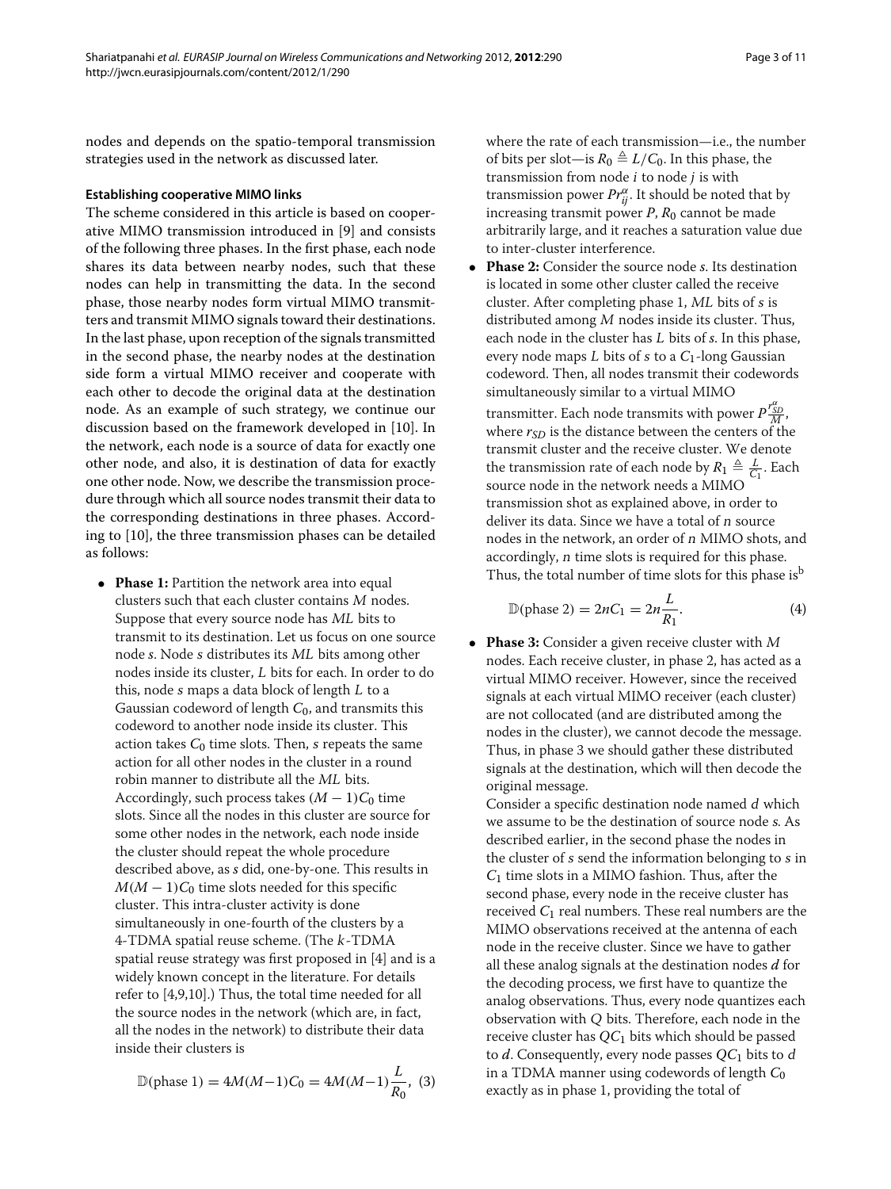nodes and depends on the spatio-temporal transmission strategies used in the network as discussed later.

### Establishing cooperative MIMO links

The scheme considered in this article is based on cooperative MIMO transmission introduced in [9] and consists of the following three phases. In the first phase, each node shares its data between nearby nodes, such that these nodes can help in transmitting the data. In the second phase, those nearby nodes form virtual MIMO transmitters and transmit MIMO signals toward their destinations. In the last phase, upon reception of the signals transmitted in the second phase, the nearby nodes at the destination side form a virtual MIMO receiver and cooperate with each other to decode the original data at the destination node. As an example of such strategy, we continue our discussion based on the framework developed in [10]. In the network, each node is a source of data for exactly one other node, and also, it is destination of data for exactly one other node. Now, we describe the transmission procedure through which all source nodes transmit their data to the corresponding destinations in three phases. According to [10], the three transmission phases can be detailed as follows:

- **Phase 1:** Partition the network area into equal clusters such that each cluster contains $M$ nodes. Suppose that every source node has $ML$ bits to transmit to its destination. Let us focus on one source node $s$. Node $s$ distributes its $ML$ bits among other nodes inside its cluster, $L$ bits for each. In order to do this, node $s$ maps a data block of length $L$ to a Gaussian codeword of length $C_0$, and transmits this codeword to another node inside its cluster. This action takes $C_0$ time slots. Then, $s$ repeats the same action for all other nodes in the cluster in a round robin manner to distribute all the $ML$ bits. Accordingly, such process takes $(M-1)C_0$ time slots. Since all the nodes in this cluster are source for some other nodes in the network, each node inside the cluster should repeat the whole procedure described above, as $s$ did, one-by-one. This results in $M(M-1)C_0$ time slots needed for this specific cluster. This intra-cluster activity is done simultaneously in one-fourth of the clusters by a 4-TDMA spatial reuse scheme. (The $k$-TDMA spatial reuse strategy was first proposed in [4] and is a widely known concept in the literature. For details refer to [4,9,10].) Thus, the total time needed for all the source nodes in the network (which are, in fact, all the nodes in the network) to distribute their data inside their clusters is

$$\mathbb{D}(\text{phase 1}) = 4M(M-1)C_0 = 4M(M-1)\frac{L}{R_0}, \quad (3)$$

  where the rate of each transmission—i.e., the number of bits per slot—is $R_0 \triangleq L/C_0$. In this phase, the transmission from node $i$ to node $j$ is with transmission power $Pr_{ij}^{\alpha}$. It should be noted that by increasing transmit power $P$, $R_0$ cannot be made arbitrarily large, and it reaches a saturation value due to inter-cluster interference.

- **Phase 2:** Consider the source node $s$. Its destination is located in some other cluster called the receive cluster. After completing phase 1, $ML$ bits of $s$ is distributed among $M$ nodes inside its cluster. Thus, each node in the cluster has $L$ bits of $s$. In this phase, every node maps $L$ bits of $s$ to a $C_1$-long Gaussian codeword. Then, all nodes transmit their codewords simultaneously similar to a virtual MIMO transmitter. Each node transmits with power $P\frac{r_{SD}^{\alpha}}{M}$, where $r_{SD}$ is the distance between the centers of the transmit cluster and the receive cluster. We denote the transmission rate of each node by $R_1 \triangleq \frac{L}{C_1}$. Each source node in the network needs a MIMO transmission shot as explained above, in order to deliver its data. Since we have a total of $n$ source nodes in the network, an order of $n$ MIMO shots, and accordingly, $n$ time slots is required for this phase. Thus, the total number of time slots for this phase is[b]

$$\mathbb{D}(\text{phase 2}) = 2nC_1 = 2n\frac{L}{R_1}. \quad (4)$$

- **Phase 3:** Consider a given receive cluster with $M$ nodes. Each receive cluster, in phase 2, has acted as a virtual MIMO receiver. However, since the received signals at each virtual MIMO receiver (each cluster) are not collocated (and are distributed among the nodes in the cluster), we cannot decode the message. Thus, in phase 3 we should gather these distributed signals at the destination, which will then decode the original message.

  Consider a specific destination node named $d$ which we assume to be the destination of source node $s$. As described earlier, in the second phase the nodes in the cluster of $s$ send the information belonging to $s$ in $C_1$ time slots in a MIMO fashion. Thus, after the second phase, every node in the receive cluster has received $C_1$ real numbers. These real numbers are the MIMO observations received at the antenna of each node in the receive cluster. Since we have to gather all these analog signals at the destination nodes $d$ for the decoding process, we first have to quantize the analog observations. Thus, every node quantizes each observation with $Q$ bits. Therefore, each node in the receive cluster has $QC_1$ bits which should be passed to $d$. Consequently, every node passes $QC_1$ bits to $d$ in a TDMA manner using codewords of length $C_0$ exactly as in phase 1, providing the total of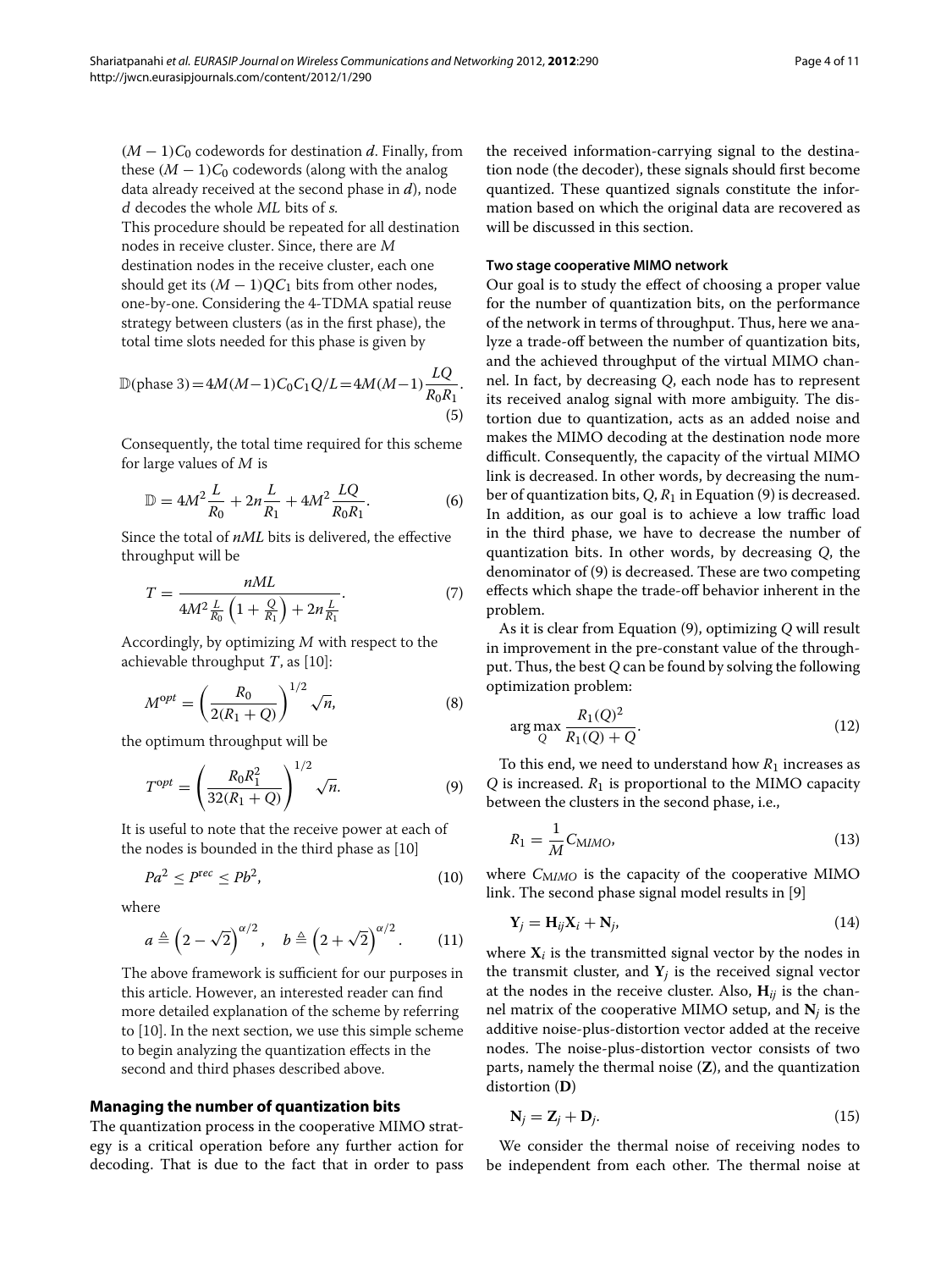$(M-1)C_0$ codewords for destination $d$. Finally, from these $(M-1)C_0$ codewords (along with the analog data already received at the second phase in $d$), node $d$ decodes the whole $ML$ bits of $s$.

This procedure should be repeated for all destination nodes in receive cluster. Since, there are $M$ destination nodes in the receive cluster, each one should get its $(M-1)QC_1$ bits from other nodes, one-by-one. Considering the 4-TDMA spatial reuse strategy between clusters (as in the first phase), the total time slots needed for this phase is given by

$$\mathbb{D}(\text{phase 3}) = 4M(M-1)C_0C_1Q/L = 4M(M-1)\frac{LQ}{R_0R_1}. \tag{5}$$

Consequently, the total time required for this scheme for large values of $M$ is

$$\mathbb{D} = 4M^2\frac{L}{R_0} + 2n\frac{L}{R_1} + 4M^2\frac{LQ}{R_0R_1}. \tag{6}$$

Since the total of $nML$ bits is delivered, the effective throughput will be

$$T = \frac{nML}{4M^2\frac{L}{R_0}\left(1+\frac{Q}{R_1}\right) + 2n\frac{L}{R_1}}. \tag{7}$$

Accordingly, by optimizing $M$ with respect to the achievable throughput $T$, as [10]:

$$M^{opt} = \left(\frac{R_0}{2(R_1+Q)}\right)^{1/2}\sqrt{n}, \tag{8}$$

the optimum throughput will be

$$T^{opt} = \left(\frac{R_0R_1^2}{32(R_1+Q)}\right)^{1/2}\sqrt{n}. \tag{9}$$

It is useful to note that the receive power at each of the nodes is bounded in the third phase as [10]

$$Pa^2 \le P^{rec} \le Pb^2, \tag{10}$$

where

$$a \triangleq \left(2-\sqrt{2}\right)^{\alpha/2}, \quad b \triangleq \left(2+\sqrt{2}\right)^{\alpha/2}. \tag{11}$$

The above framework is sufficient for our purposes in this article. However, an interested reader can find more detailed explanation of the scheme by referring to [10]. In the next section, we use this simple scheme to begin analyzing the quantization effects in the second and third phases described above.

## Managing the number of quantization bits

The quantization process in the cooperative MIMO strategy is a critical operation before any further action for decoding. That is due to the fact that in order to pass the received information-carrying signal to the destination node (the decoder), these signals should first become quantized. These quantized signals constitute the information based on which the original data are recovered as will be discussed in this section.

### Two stage cooperative MIMO network

Our goal is to study the effect of choosing a proper value for the number of quantization bits, on the performance of the network in terms of throughput. Thus, here we analyze a trade-off between the number of quantization bits, and the achieved throughput of the virtual MIMO channel. In fact, by decreasing $Q$, each node has to represent its received analog signal with more ambiguity. The distortion due to quantization, acts as an added noise and makes the MIMO decoding at the destination node more difficult. Consequently, the capacity of the virtual MIMO link is decreased. In other words, by decreasing the number of quantization bits, $Q$, $R_1$ in Equation (9) is decreased. In addition, as our goal is to achieve a low traffic load in the third phase, we have to decrease the number of quantization bits. In other words, by decreasing $Q$, the denominator of (9) is decreased. These are two competing effects which shape the trade-off behavior inherent in the problem.

As it is clear from Equation (9), optimizing $Q$ will result in improvement in the pre-constant value of the throughput. Thus, the best $Q$ can be found by solving the following optimization problem:

$$\arg\max_{Q} \frac{R_1(Q)^2}{R_1(Q)+Q}. \tag{12}$$

To this end, we need to understand how $R_1$ increases as $Q$ is increased. $R_1$ is proportional to the MIMO capacity between the clusters in the second phase, i.e.,

$$R_1 = \frac{1}{M}C_{MIMO}, \tag{13}$$

where $C_{MIMO}$ is the capacity of the cooperative MIMO link. The second phase signal model results in [9]

$$\mathbf{Y}_j = \mathbf{H}_{ij}\mathbf{X}_i + \mathbf{N}_j, \tag{14}$$

where $\mathbf{X}_i$ is the transmitted signal vector by the nodes in the transmit cluster, and $\mathbf{Y}_j$ is the received signal vector at the nodes in the receive cluster. Also, $\mathbf{H}_{ij}$ is the channel matrix of the cooperative MIMO setup, and $\mathbf{N}_j$ is the additive noise-plus-distortion vector added at the receive nodes. The noise-plus-distortion vector consists of two parts, namely the thermal noise ($\mathbf{Z}$), and the quantization distortion ($\mathbf{D}$)

$$\mathbf{N}_j = \mathbf{Z}_j + \mathbf{D}_j. \tag{15}$$

We consider the thermal noise of receiving nodes to be independent from each other. The thermal noise at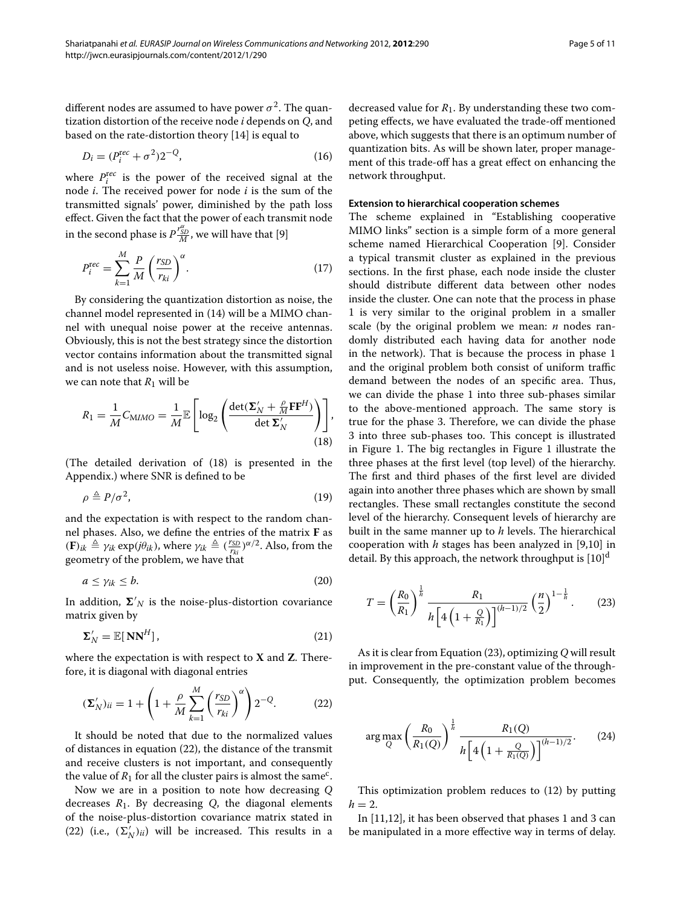different nodes are assumed to have power $\sigma^2$. The quantization distortion of the receive node $i$ depends on $Q$, and based on the rate-distortion theory [14] is equal to

$$D_i = (P_i^{\text{rec}} + \sigma^2)2^{-Q}, \tag{16}$$

where $P_i^{rec}$ is the power of the received signal at the node $i$. The received power for node $i$ is the sum of the transmitted signals' power, diminished by the path loss effect. Given the fact that the power of each transmit node in the second phase is $P\frac{r_{SD}^{\alpha}}{M}$, we will have that [9]

$$P_i^{rec} = \sum_{k=1}^{M} \frac{P}{M}\left(\frac{r_{SD}}{r_{ki}}\right)^{\alpha}. \tag{17}$$

By considering the quantization distortion as noise, the channel model represented in (14) will be a MIMO channel with unequal noise power at the receive antennas. Obviously, this is not the best strategy since the distortion vector contains information about the transmitted signal and is not useless noise. However, with this assumption, we can note that $R_1$ will be

$$R_1 = \frac{1}{M}C_{MIMO} = \frac{1}{M}\mathbb{E}\left[\log_2\left(\frac{\det(\boldsymbol{\Sigma}'_N + \frac{\rho}{M}\mathbf{F}\mathbf{F}^H)}{\det \boldsymbol{\Sigma}'_N}\right)\right], \tag{18}$$

(The detailed derivation of (18) is presented in the Appendix.) where SNR is defined to be

$$\rho \triangleq P/\sigma^2, \tag{19}$$

and the expectation is with respect to the random channel phases. Also, we define the entries of the matrix $\mathbf{F}$ as $(\mathbf{F})_{ik} \triangleq \gamma_{ik}\exp(j\theta_{ik})$, where $\gamma_{ik} \triangleq (\frac{r_{SD}}{r_{ki}})^{\alpha/2}$. Also, from the geometry of the problem, we have that

$$a \le \gamma_{ik} \le b. \tag{20}$$

In addition, $\boldsymbol{\Sigma}'_N$ is the noise-plus-distortion covariance matrix given by

$$\boldsymbol{\Sigma}'_N = \mathbb{E}[\,\mathbf{N}\mathbf{N}^H], \tag{21}$$

where the expectation is with respect to $\mathbf{X}$ and $\mathbf{Z}$. Therefore, it is diagonal with diagonal entries

$$(\boldsymbol{\Sigma}'_N)_{ii} = 1 + \left(1 + \frac{\rho}{M}\sum_{k=1}^{M}\left(\frac{r_{SD}}{r_{ki}}\right)^{\alpha}\right)2^{-Q}. \tag{22}$$

It should be noted that due to the normalized values of distances in equation (22), the distance of the transmit and receive clusters is not important, and consequently the value of $R_1$ for all the cluster pairs is almost the same[c].

Now we are in a position to note how decreasing $Q$ decreases $R_1$. By decreasing $Q$, the diagonal elements of the noise-plus-distortion covariance matrix stated in (22) (i.e., $(\Sigma'_N)_{ii}$) will be increased. This results in a decreased value for $R_1$. By understanding these two competing effects, we have evaluated the trade-off mentioned above, which suggests that there is an optimum number of quantization bits. As will be shown later, proper management of this trade-off has a great effect on enhancing the network throughput.

#### Extension to hierarchical cooperation schemes

The scheme explained in "Establishing cooperative MIMO links" section is a simple form of a more general scheme named Hierarchical Cooperation [9]. Consider a typical transmit cluster as explained in the previous sections. In the first phase, each node inside the cluster should distribute different data between other nodes inside the cluster. One can note that the process in phase 1 is very similar to the original problem in a smaller scale (by the original problem we mean: $n$ nodes randomly distributed each having data for another node in the network). That is because the process in phase 1 and the original problem both consist of uniform traffic demand between the nodes of an specific area. Thus, we can divide the phase 1 into three sub-phases similar to the above-mentioned approach. The same story is true for the phase 3. Therefore, we can divide the phase 3 into three sub-phases too. This concept is illustrated in Figure 1. The big rectangles in Figure 1 illustrate the three phases at the first level (top level) of the hierarchy. The first and third phases of the first level are divided again into another three phases which are shown by small rectangles. These small rectangles constitute the second level of the hierarchy. Consequent levels of hierarchy are built in the same manner up to $h$ levels. The hierarchical cooperation with $h$ stages has been analyzed in [9,10] in detail. By this approach, the network throughput is [10][d]

$$T = \left(\frac{R_0}{R_1}\right)^{\frac{1}{h}} \frac{R_1}{h\left[4\left(1+\frac{Q}{R_1}\right)\right]^{(h-1)/2}}\left(\frac{n}{2}\right)^{1-\frac{1}{h}}. \tag{23}$$

As it is clear from Equation (23), optimizing $Q$ will result in improvement in the pre-constant value of the throughput. Consequently, the optimization problem becomes

$$\arg\max_{Q}\left(\frac{R_0}{R_1(Q)}\right)^{\frac{1}{h}} \frac{R_1(Q)}{h\left[4\left(1+\frac{Q}{R_1(Q)}\right)\right]^{(h-1)/2}}. \tag{24}$$

This optimization problem reduces to (12) by putting $h = 2$.

In [11,12], it has been observed that phases 1 and 3 can be manipulated in a more effective way in terms of delay.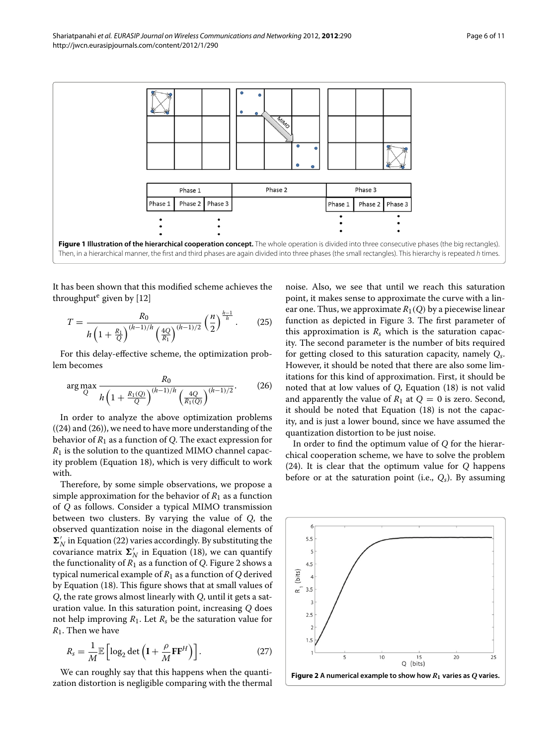**Figure 1 Illustration of the hierarchical cooperation concept.** The whole operation is divided into three consecutive phases (the big rectangles). Then, in a hierarchical manner, the first and third phases are again divided into three phases (the small rectangles). This hierarchy is repeated $h$ times.

It has been shown that this modified scheme achieves the throughput[e] given by [12]

$$T = \frac{R_0}{h\left(1+\frac{R_1}{Q}\right)^{(h-1)/h}\left(\frac{4Q}{R_1}\right)^{(h-1)/2}}\left(\frac{n}{2}\right)^{\frac{h-1}{h}}. \tag{25}$$

For this delay-effective scheme, the optimization problem becomes

$$\arg\max_{Q} \frac{R_0}{h\left(1+\frac{R_1(Q)}{Q}\right)^{(h-1)/h}\left(\frac{4Q}{R_1(Q)}\right)^{(h-1)/2}}. \tag{26}$$

In order to analyze the above optimization problems ((24) and (26)), we need to have more understanding of the behavior of $R_1$ as a function of $Q$. The exact expression for $R_1$ is the solution to the quantized MIMO channel capacity problem (Equation 18), which is very difficult to work with.

Therefore, by some simple observations, we propose a simple approximation for the behavior of $R_1$ as a function of $Q$ as follows. Consider a typical MIMO transmission between two clusters. By varying the value of $Q$, the observed quantization noise in the diagonal elements of $\mathbf{\Sigma}'_N$ in Equation (22) varies accordingly. By substituting the covariance matrix $\mathbf{\Sigma}'_N$ in Equation (18), we can quantify the functionality of $R_1$ as a function of $Q$. Figure 2 shows a typical numerical example of $R_1$ as a function of $Q$ derived by Equation (18). This figure shows that at small values of $Q$, the rate grows almost linearly with $Q$, until it gets a saturation value. In this saturation point, increasing $Q$ does not help improving $R_1$. Let $R_s$ be the saturation value for $R_1$. Then we have

$$R_s = \frac{1}{M}\mathbb{E}\left[\log_2 \det\left(\mathbf{I} + \frac{\rho}{M}\mathbf{F}\mathbf{F}^H\right)\right]. \tag{27}$$

We can roughly say that this happens when the quantization distortion is negligible comparing with the thermal noise. Also, we see that until we reach this saturation point, it makes sense to approximate the curve with a linear one. Thus, we approximate $R_1(Q)$ by a piecewise linear function as depicted in Figure 3. The first parameter of this approximation is $R_s$ which is the saturation capacity. The second parameter is the number of bits required for getting closed to this saturation capacity, namely $Q_s$. However, it should be noted that there are also some limitations for this kind of approximation. First, it should be noted that at low values of $Q$, Equation (18) is not valid and apparently the value of $R_1$ at $Q = 0$ is zero. Second, it should be noted that Equation (18) is not the capacity, and is just a lower bound, since we have assumed the quantization distortion to be just noise.

In order to find the optimum value of $Q$ for the hierarchical cooperation scheme, we have to solve the problem (24). It is clear that the optimum value for $Q$ happens before or at the saturation point (i.e., $Q_s$). By assuming

**Figure 2 A numerical example to show how $R_1$ varies as $Q$ varies.**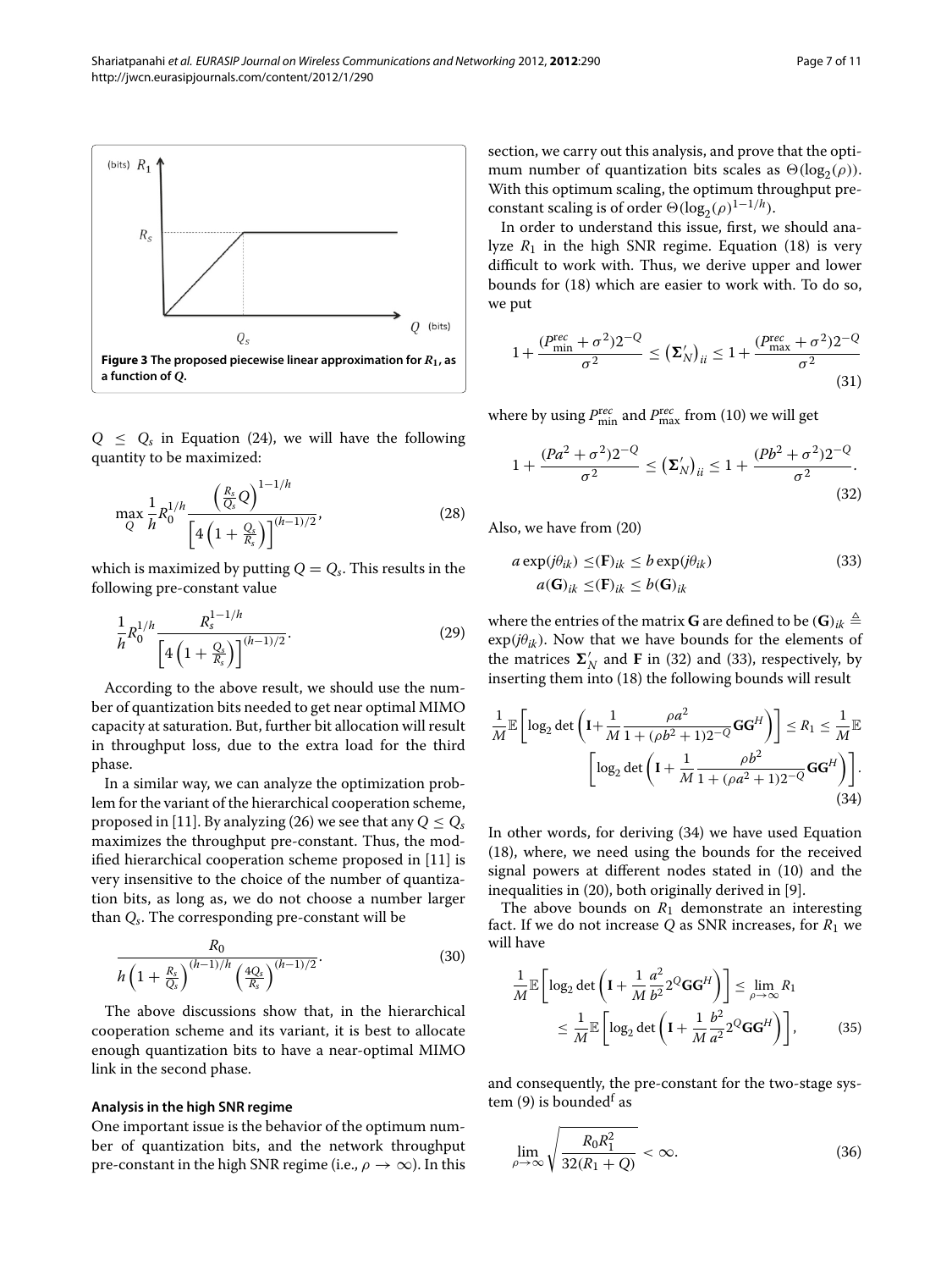**Figure 3 The proposed piecewise linear approximation for $R_1$, as a function of $Q$.**

$Q \leq Q_s$ in Equation (24), we will have the following quantity to be maximized:

$$\max_{Q} \frac{1}{h} R_0^{1/h} \frac{\left(\frac{R_s}{Q_s} Q\right)^{1-1/h}}{\left[4\left(1+\frac{Q_s}{R_s}\right)\right]^{(h-1)/2}}, \tag{28}$$

which is maximized by putting $Q = Q_s$. This results in the following pre-constant value

$$\frac{1}{h} R_0^{1/h} \frac{R_s^{1-1/h}}{\left[4\left(1+\frac{Q_s}{R_s}\right)\right]^{(h-1)/2}}. \tag{29}$$

According to the above result, we should use the number of quantization bits needed to get near optimal MIMO capacity at saturation. But, further bit allocation will result in throughput loss, due to the extra load for the third phase.

In a similar way, we can analyze the optimization problem for the variant of the hierarchical cooperation scheme, proposed in [11]. By analyzing (26) we see that any $Q \leq Q_s$ maximizes the throughput pre-constant. Thus, the modified hierarchical cooperation scheme proposed in [11] is very insensitive to the choice of the number of quantization bits, as long as, we do not choose a number larger than $Q_s$. The corresponding pre-constant will be

$$\frac{R_0}{h\left(1+\frac{R_s}{Q_s}\right)^{(h-1)/h}\left(\frac{4Q_s}{R_s}\right)^{(h-1)/2}}. \tag{30}$$

The above discussions show that, in the hierarchical cooperation scheme and its variant, it is best to allocate enough quantization bits to have a near-optimal MIMO link in the second phase.

#### Analysis in the high SNR regime

One important issue is the behavior of the optimum number of quantization bits, and the network throughput pre-constant in the high SNR regime (i.e., $\rho \to \infty$). In this section, we carry out this analysis, and prove that the optimum number of quantization bits scales as $\Theta(\log_2(\rho))$. With this optimum scaling, the optimum throughput pre-constant scaling is of order $\Theta(\log_2(\rho)^{1-1/h})$.

In order to understand this issue, first, we should analyze $R_1$ in the high SNR regime. Equation (18) is very difficult to work with. Thus, we derive upper and lower bounds for (18) which are easier to work with. To do so, we put

$$1 + \frac{(P_{\min}^{rec} + \sigma^2)2^{-Q}}{\sigma^2} \leq \left(\mathbf{\Sigma}_N'\right)_{ii} \leq 1 + \frac{(P_{\max}^{rec} + \sigma^2)2^{-Q}}{\sigma^2} \tag{31}$$

where by using $P_{\min}^{rec}$ and $P_{\max}^{rec}$ from (10) we will get

$$1 + \frac{(Pa^2 + \sigma^2)2^{-Q}}{\sigma^2} \leq \left(\mathbf{\Sigma}_N'\right)_{ii} \leq 1 + \frac{(Pb^2 + \sigma^2)2^{-Q}}{\sigma^2}. \tag{32}$$

Also, we have from (20)

$$\begin{aligned} a\exp(j\theta_{ik}) &\leq (\mathbf{F})_{ik} \leq b\exp(j\theta_{ik}) \\ a(\mathbf{G})_{ik} &\leq (\mathbf{F})_{ik} \leq b(\mathbf{G})_{ik} \end{aligned} \tag{33}$$

where the entries of the matrix $\mathbf{G}$ are defined to be $(\mathbf{G})_{ik} \triangleq \exp(j\theta_{ik})$. Now that we have bounds for the elements of the matrices $\mathbf{\Sigma}_N'$ and $\mathbf{F}$ in (32) and (33), respectively, by inserting them into (18) the following bounds will result

$$\frac{1}{M}\mathbb{E}\left[\log_2 \det\left(\mathbf{I} + \frac{1}{M}\frac{\rho a^2}{1+(\rho b^2+1)2^{-Q}}\mathbf{G}\mathbf{G}^H\right)\right] \leq R_1 \leq \frac{1}{M}\mathbb{E}\left[\log_2 \det\left(\mathbf{I} + \frac{1}{M}\frac{\rho b^2}{1+(\rho a^2+1)2^{-Q}}\mathbf{G}\mathbf{G}^H\right)\right]. \tag{34}$$

In other words, for deriving (34) we have used Equation (18), where, we need using the bounds for the received signal powers at different nodes stated in (10) and the inequalities in (20), both originally derived in [9].

The above bounds on $R_1$ demonstrate an interesting fact. If we do not increase $Q$ as SNR increases, for $R_1$ we will have

$$\frac{1}{M}\mathbb{E}\left[\log_2 \det\left(\mathbf{I} + \frac{1}{M}\frac{a^2}{b^2}2^{Q}\mathbf{G}\mathbf{G}^H\right)\right] \leq \lim_{\rho\to\infty} R_1 \leq \frac{1}{M}\mathbb{E}\left[\log_2 \det\left(\mathbf{I} + \frac{1}{M}\frac{b^2}{a^2}2^{Q}\mathbf{G}\mathbf{G}^H\right)\right], \tag{35}$$

and consequently, the pre-constant for the two-stage system (9) is bounded[f] as

$$\lim_{\rho\to\infty} \sqrt{\frac{R_0 R_1^2}{32(R_1+Q)}} < \infty. \tag{36}$$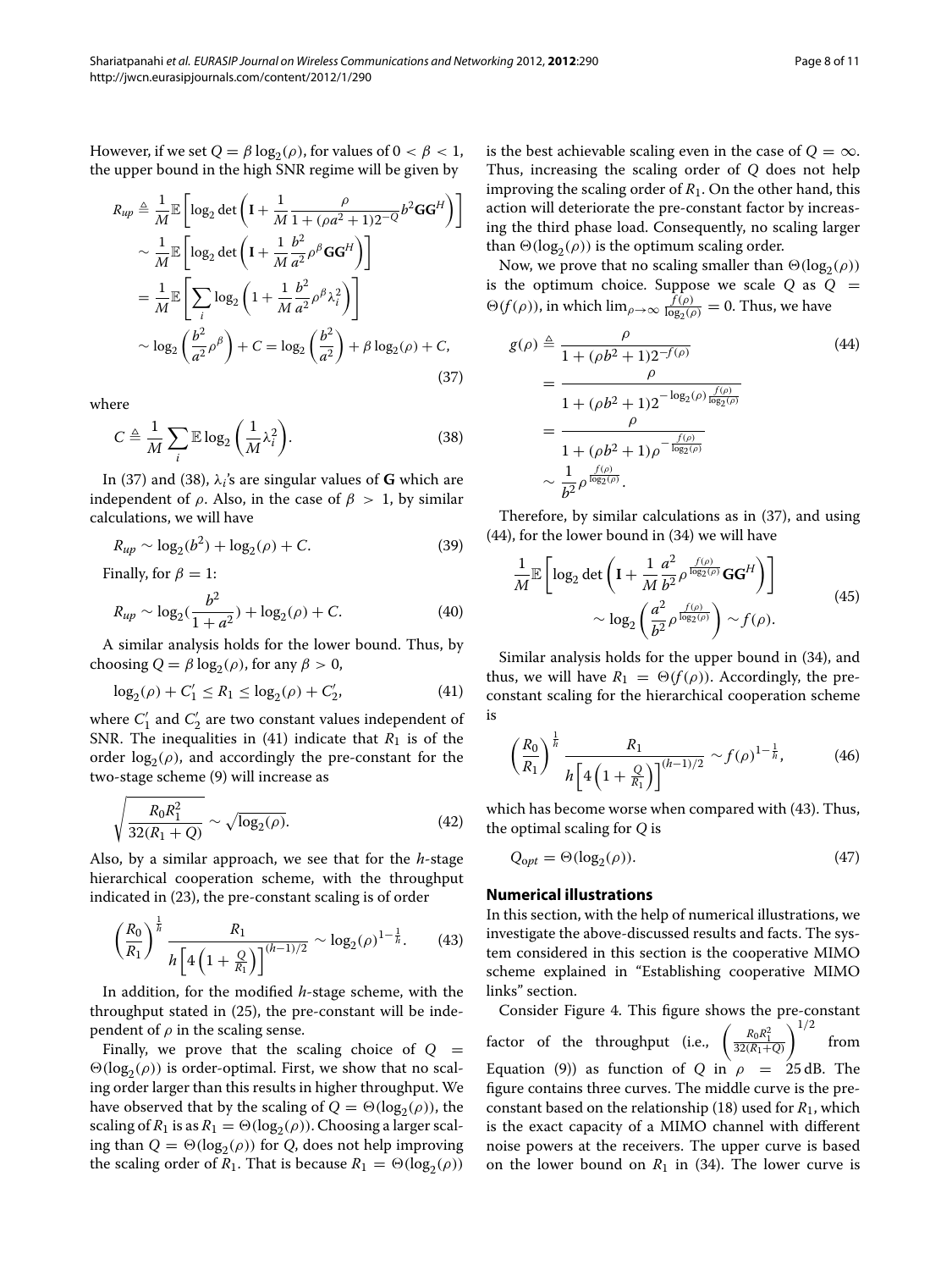However, if we set $Q = \beta \log_2(\rho)$, for values of $0 < \beta < 1$, the upper bound in the high SNR regime will be given by

$$
\begin{aligned}
R_{up} &\triangleq \frac{1}{M}\mathbb{E}\left[\log_2 \det\left(\mathbf{I} + \frac{1}{M}\frac{\rho}{1+(\rho a^2+1)2^{-Q}} b^2 \mathbf{G}\mathbf{G}^H\right)\right] \\
&\sim \frac{1}{M}\mathbb{E}\left[\log_2 \det\left(\mathbf{I} + \frac{1}{M}\frac{b^2}{a^2}\rho^{\beta} \mathbf{G}\mathbf{G}^H\right)\right] \\
&= \frac{1}{M}\mathbb{E}\left[\sum_i \log_2\left(1 + \frac{1}{M}\frac{b^2}{a^2}\rho^{\beta}\lambda_i^2\right)\right] \\
&\sim \log_2\left(\frac{b^2}{a^2}\rho^{\beta}\right) + C = \log_2\left(\frac{b^2}{a^2}\right) + \beta \log_2(\rho) + C,
\end{aligned} \tag{37}
$$

where

$$
C \triangleq \frac{1}{M}\sum_i \mathbb{E}\log_2\left(\frac{1}{M}\lambda_i^2\right). \tag{38}
$$

In (37) and (38), $\lambda_i$'s are singular values of $\mathbf{G}$ which are independent of $\rho$. Also, in the case of $\beta > 1$, by similar calculations, we will have

$$
R_{up} \sim \log_2(b^2) + \log_2(\rho) + C. \tag{39}
$$

Finally, for $\beta = 1$:

$$
R_{up} \sim \log_2\left(\frac{b^2}{1+a^2}\right) + \log_2(\rho) + C. \tag{40}
$$

A similar analysis holds for the lower bound. Thus, by choosing $Q = \beta \log_2(\rho)$, for any $\beta > 0$,

$$
\log_2(\rho) + C'_1 \leq R_1 \leq \log_2(\rho) + C'_2, \tag{41}
$$

where $C'_1$ and $C'_2$ are two constant values independent of SNR. The inequalities in (41) indicate that $R_1$ is of the order $\log_2(\rho)$, and accordingly the pre-constant for the two-stage scheme (9) will increase as

$$
\sqrt{\frac{R_0 R_1^2}{32(R_1+Q)}} \sim \sqrt{\log_2(\rho)}. \tag{42}
$$

Also, by a similar approach, we see that for the $h$-stage hierarchical cooperation scheme, with the throughput indicated in (23), the pre-constant scaling is of order

$$
\left(\frac{R_0}{R_1}\right)^{\frac{1}{h}} \frac{R_1}{h\left[4\left(1+\frac{Q}{R_1}\right)\right]^{(h-1)/2}} \sim \log_2(\rho)^{1-\frac{1}{h}}. \tag{43}
$$

In addition, for the modified $h$-stage scheme, with the throughput stated in (25), the pre-constant will be independent of $\rho$ in the scaling sense.

Finally, we prove that the scaling choice of $Q = \Theta(\log_2(\rho))$ is order-optimal. First, we show that no scaling order larger than this results in higher throughput. We have observed that by the scaling of $Q = \Theta(\log_2(\rho))$, the scaling of $R_1$ is as $R_1 = \Theta(\log_2(\rho))$. Choosing a larger scaling than $Q = \Theta(\log_2(\rho))$ for $Q$, does not help improving the scaling order of $R_1$. That is because $R_1 = \Theta(\log_2(\rho))$ is the best achievable scaling even in the case of $Q = \infty$. Thus, increasing the scaling order of $Q$ does not help improving the scaling order of $R_1$. On the other hand, this action will deteriorate the pre-constant factor by increasing the third phase load. Consequently, no scaling larger than $\Theta(\log_2(\rho))$ is the optimum scaling order.

Now, we prove that no scaling smaller than $\Theta(\log_2(\rho))$ is the optimum choice. Suppose we scale $Q$ as $Q = \Theta(f(\rho))$, in which $\lim_{\rho\to\infty} \frac{f(\rho)}{\log_2(\rho)} = 0$. Thus, we have

$$
\begin{aligned}
g(\rho) &\triangleq \frac{\rho}{1+(\rho b^2+1)2^{-f(\rho)}} \\
&= \frac{\rho}{1+(\rho b^2+1)2^{-\log_2(\rho)\frac{f(\rho)}{\log_2(\rho)}}} \\
&= \frac{\rho}{1+(\rho b^2+1)\rho^{-\frac{f(\rho)}{\log_2(\rho)}}} \\
&\sim \frac{1}{b^2}\rho^{\frac{f(\rho)}{\log_2(\rho)}}.
\end{aligned} \tag{44}
$$

Therefore, by similar calculations as in (37), and using (44), for the lower bound in (34) we will have

$$
\begin{aligned}
&\frac{1}{M}\mathbb{E}\left[\log_2 \det\left(\mathbf{I} + \frac{1}{M}\frac{a^2}{b^2}\rho^{\frac{f(\rho)}{\log_2(\rho)}}\mathbf{G}\mathbf{G}^H\right)\right] \\
&\qquad \sim \log_2\left(\frac{a^2}{b^2}\rho^{\frac{f(\rho)}{\log_2(\rho)}}\right) \sim f(\rho).
\end{aligned} \tag{45}
$$

Similar analysis holds for the upper bound in (34), and thus, we will have $R_1 = \Theta(f(\rho))$. Accordingly, the pre-constant scaling for the hierarchical cooperation scheme is

$$
\left(\frac{R_0}{R_1}\right)^{\frac{1}{h}} \frac{R_1}{h\left[4\left(1+\frac{Q}{R_1}\right)\right]^{(h-1)/2}} \sim f(\rho)^{1-\frac{1}{h}}, \tag{46}
$$

which has become worse when compared with (43). Thus, the optimal scaling for $Q$ is

$$
Q_{opt} = \Theta(\log_2(\rho)). \tag{47}
$$

## Numerical illustrations

In this section, with the help of numerical illustrations, we investigate the above-discussed results and facts. The system considered in this section is the cooperative MIMO scheme explained in "Establishing cooperative MIMO links" section.

Consider Figure 4. This figure shows the pre-constant factor of the throughput (i.e., $\left(\frac{R_0 R_1^2}{32(R_1+Q)}\right)^{1/2}$ from Equation (9)) as function of $Q$ in $\rho = 25$ dB. The figure contains three curves. The middle curve is the pre-constant based on the relationship (18) used for $R_1$, which is the exact capacity of a MIMO channel with different noise powers at the receivers. The upper curve is based on the lower bound on $R_1$ in (34). The lower curve is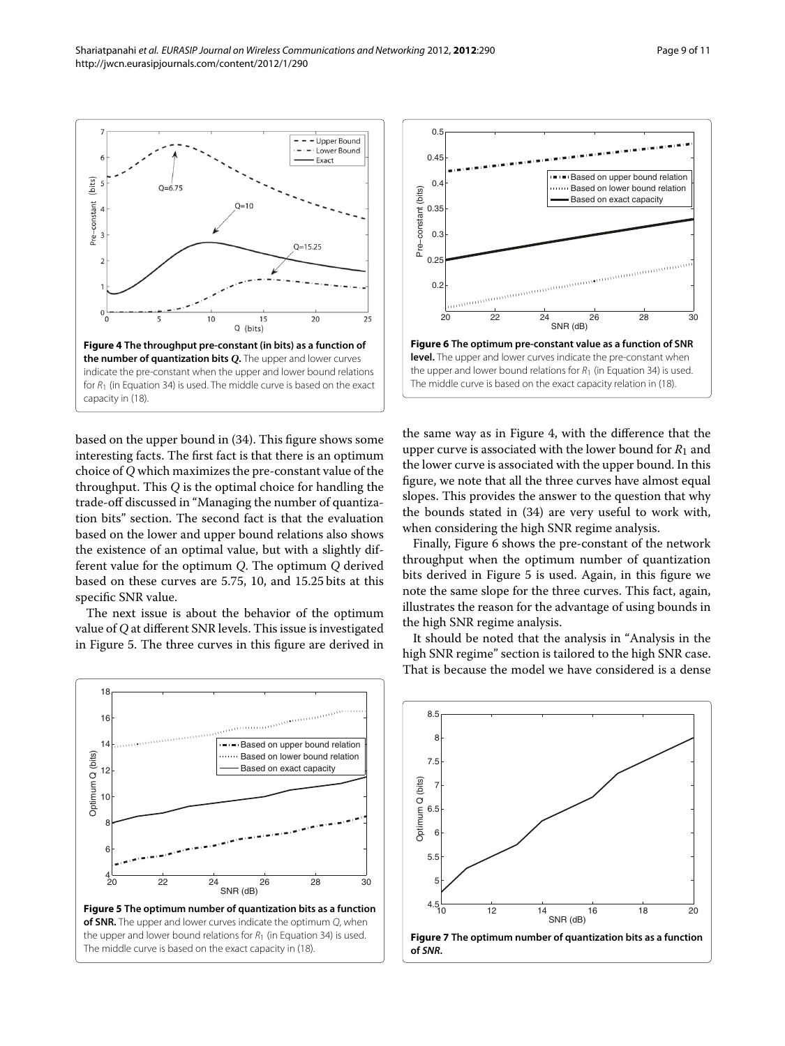**Figure 4 The throughput pre-constant (in bits) as a function of the number of quantization bits *Q*.** The upper and lower curves indicate the pre-constant when the upper and lower bound relations for $R_1$ (in Equation 34) is used. The middle curve is based on the exact capacity in (18).

**Figure 6 The optimum pre-constant value as a function of SNR level.** The upper and lower curves indicate the pre-constant when the upper and lower bound relations for $R_1$ (in Equation 34) is used. The middle curve is based on the exact capacity relation in (18).

based on the upper bound in (34). This figure shows some interesting facts. The first fact is that there is an optimum choice of $Q$ which maximizes the pre-constant value of the throughput. This $Q$ is the optimal choice for handling the trade-off discussed in "Managing the number of quantization bits" section. The second fact is that the evaluation based on the lower and upper bound relations also shows the existence of an optimal value, but with a slightly different value for the optimum $Q$. The optimum $Q$ derived based on these curves are 5.75, 10, and 15.25 bits at this specific SNR value.

The next issue is about the behavior of the optimum value of $Q$ at different SNR levels. This issue is investigated in Figure 5. The three curves in this figure are derived in the same way as in Figure 4, with the difference that the upper curve is associated with the lower bound for $R_1$ and the lower curve is associated with the upper bound. In this figure, we note that all the three curves have almost equal slopes. This provides the answer to the question that why the bounds stated in (34) are very useful to work with, when considering the high SNR regime analysis.

Finally, Figure 6 shows the pre-constant of the network throughput when the optimum number of quantization bits derived in Figure 5 is used. Again, in this figure we note the same slope for the three curves. This fact, again, illustrates the reason for the advantage of using bounds in the high SNR regime analysis.

It should be noted that the analysis in "Analysis in the high SNR regime" section is tailored to the high SNR case. That is because the model we have considered is a dense

**Figure 5 The optimum number of quantization bits as a function of SNR.** The upper and lower curves indicate the optimum $Q$, when the upper and lower bound relations for $R_1$ (in Equation 34) is used. The middle curve is based on the exact capacity in (18).

**Figure 7 The optimum number of quantization bits as a function of *SNR*.**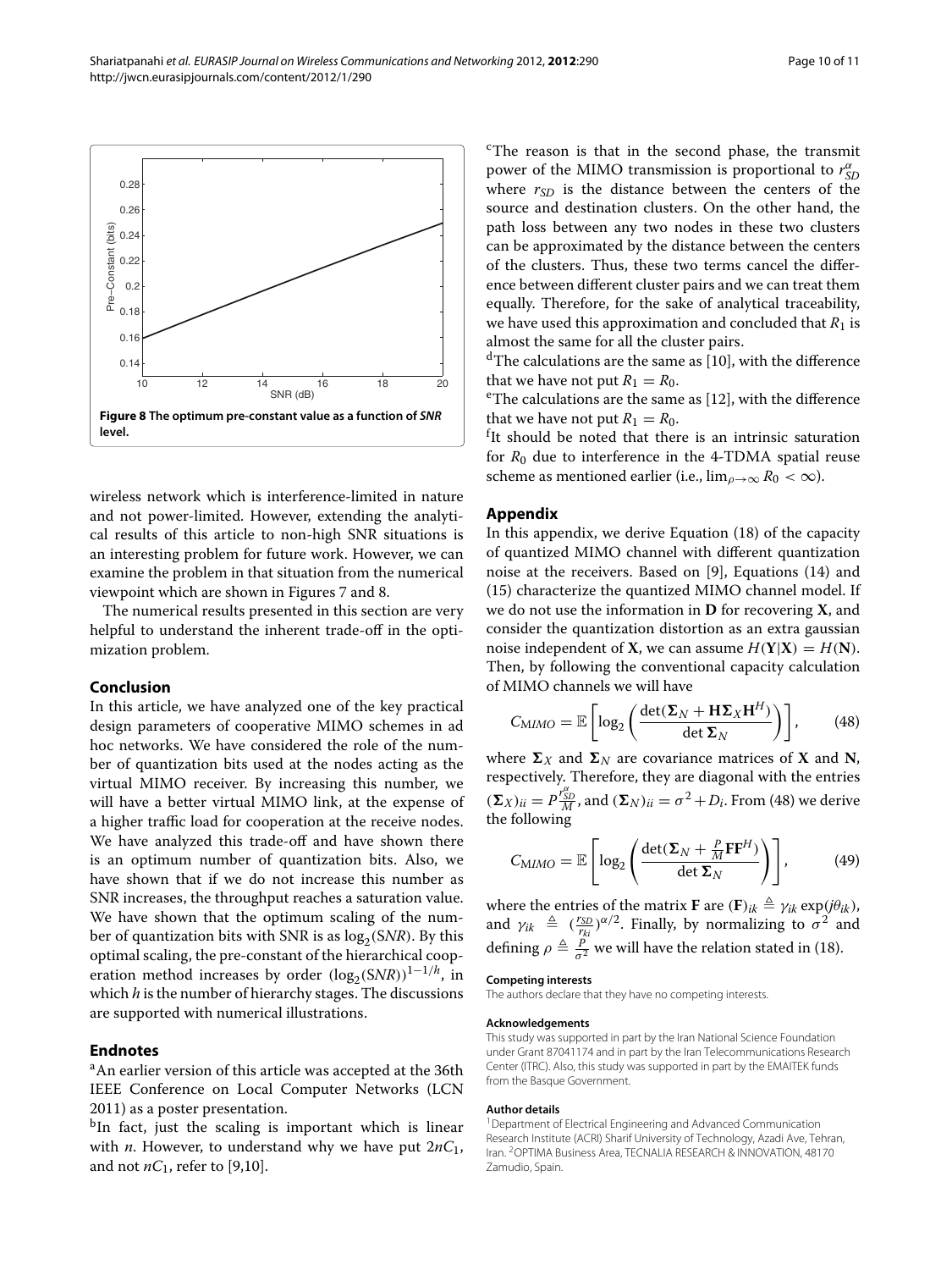**Figure 8 The optimum pre-constant value as a function of *SNR* level.**

wireless network which is interference-limited in nature and not power-limited. However, extending the analytical results of this article to non-high SNR situations is an interesting problem for future work. However, we can examine the problem in that situation from the numerical viewpoint which are shown in Figures 7 and 8.

The numerical results presented in this section are very helpful to understand the inherent trade-off in the optimization problem.

## Conclusion

In this article, we have analyzed one of the key practical design parameters of cooperative MIMO schemes in ad hoc networks. We have considered the role of the number of quantization bits used at the nodes acting as the virtual MIMO receiver. By increasing this number, we will have a better virtual MIMO link, at the expense of a higher traffic load for cooperation at the receive nodes. We have analyzed this trade-off and have shown there is an optimum number of quantization bits. Also, we have shown that if we do not increase this number as SNR increases, the throughput reaches a saturation value. We have shown that the optimum scaling of the number of quantization bits with SNR is as $\log_2(SNR)$. By this optimal scaling, the pre-constant of the hierarchical cooperation method increases by order $(\log_2(SNR))^{1-1/h}$, in which $h$ is the number of hierarchy stages. The discussions are supported with numerical illustrations.

## Endnotes

[a]An earlier version of this article was accepted at the 36th IEEE Conference on Local Computer Networks (LCN 2011) as a poster presentation.

[b]In fact, just the scaling is important which is linear with $n$. However, to understand why we have put $2nC_1$, and not $nC_1$, refer to [9,10].

[c]The reason is that in the second phase, the transmit power of the MIMO transmission is proportional to $r_{SD}^{\alpha}$ where $r_{SD}$ is the distance between the centers of the source and destination clusters. On the other hand, the path loss between any two nodes in these two clusters can be approximated by the distance between the centers of the clusters. Thus, these two terms cancel the difference between different cluster pairs and we can treat them equally. Therefore, for the sake of analytical traceability, we have used this approximation and concluded that $R_1$ is almost the same for all the cluster pairs.

[d]The calculations are the same as [10], with the difference that we have not put $R_1 = R_0$.

[e]The calculations are the same as [12], with the difference that we have not put $R_1 = R_0$.

[f]It should be noted that there is an intrinsic saturation for $R_0$ due to interference in the 4-TDMA spatial reuse scheme as mentioned earlier (i.e., $\lim_{\rho\to\infty} R_0 < \infty$).

## Appendix

In this appendix, we derive Equation (18) of the capacity of quantized MIMO channel with different quantization noise at the receivers. Based on [9], Equations (14) and (15) characterize the quantized MIMO channel model. If we do not use the information in $\mathbf{D}$ for recovering $\mathbf{X}$, and consider the quantization distortion as an extra gaussian noise independent of $\mathbf{X}$, we can assume $H(\mathbf{Y}|\mathbf{X}) = H(\mathbf{N})$. Then, by following the conventional capacity calculation of MIMO channels we will have

$$C_{MIMO} = \mathbb{E}\left[\log_2\left(\frac{\det(\mathbf{\Sigma}_N + \mathbf{H}\mathbf{\Sigma}_X\mathbf{H}^H)}{\det\mathbf{\Sigma}_N}\right)\right], \qquad (48)$$

where $\mathbf{\Sigma}_X$ and $\mathbf{\Sigma}_N$ are covariance matrices of $\mathbf{X}$ and $\mathbf{N}$, respectively. Therefore, they are diagonal with the entries $(\mathbf{\Sigma}_X)_{ii} = P\frac{r_{SD}^{\alpha}}{M}$, and $(\mathbf{\Sigma}_N)_{ii} = \sigma^2 + D_i$. From (48) we derive the following

$$C_{MIMO} = \mathbb{E}\left[\log_2\left(\frac{\det(\mathbf{\Sigma}_N + \frac{P}{M}\mathbf{F}\mathbf{F}^H)}{\det\mathbf{\Sigma}_N}\right)\right], \qquad (49)$$

where the entries of the matrix $\mathbf{F}$ are $(\mathbf{F})_{ik} \triangleq \gamma_{ik}\exp(j\theta_{ik})$, and $\gamma_{ik} \triangleq (\frac{r_{SD}}{r_{ki}})^{\alpha/2}$. Finally, by normalizing to $\sigma^2$ and defining $\rho \triangleq \frac{P}{\sigma^2}$ we will have the relation stated in (18).

#### Competing interests

The authors declare that they have no competing interests.

#### Acknowledgements

This study was supported in part by the Iran National Science Foundation under Grant 87041174 and in part by the Iran Telecommunications Research Center (ITRC). Also, this study was supported in part by the EMAITEK funds from the Basque Government.

#### Author details

[1]Department of Electrical Engineering and Advanced Communication Research Institute (ACRI) Sharif University of Technology, Azadi Ave, Tehran, Iran. [2]OPTIMA Business Area, TECNALIA RESEARCH & INNOVATION, 48170 Zamudio, Spain.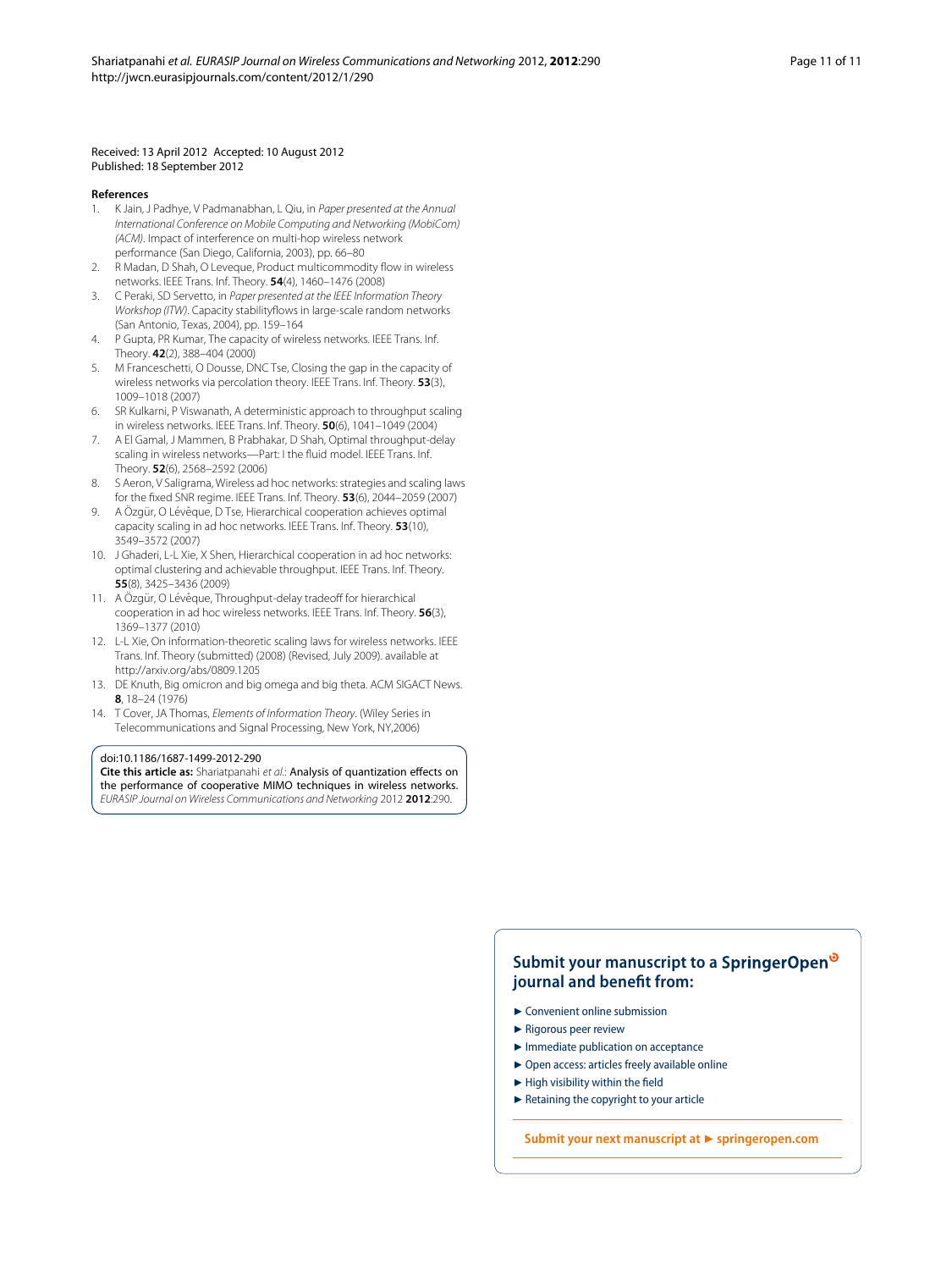Received: 13 April 2012 Accepted: 10 August 2012
Published: 18 September 2012

### References

1. K Jain, J Padhye, V Padmanabhan, L Qiu, in *Paper presented at the Annual International Conference on Mobile Computing and Networking (MobiCom) (ACM)*. Impact of interference on multi-hop wireless network performance (San Diego, California, 2003), pp. 66–80
2. R Madan, D Shah, O Leveque, Product multicommodity flow in wireless networks. IEEE Trans. Inf. Theory. **54**(4), 1460–1476 (2008)
3. C Peraki, SD Servetto, in *Paper presented at the IEEE Information Theory Workshop (ITW)*. Capacity stabilityflows in large-scale random networks (San Antonio, Texas, 2004), pp. 159–164
4. P Gupta, PR Kumar, The capacity of wireless networks. IEEE Trans. Inf. Theory. **42**(2), 388–404 (2000)
5. M Franceschetti, O Dousse, DNC Tse, Closing the gap in the capacity of wireless networks via percolation theory. IEEE Trans. Inf. Theory. **53**(3), 1009–1018 (2007)
6. SR Kulkarni, P Viswanath, A deterministic approach to throughput scaling in wireless networks. IEEE Trans. Inf. Theory. **50**(6), 1041–1049 (2004)
7. A El Gamal, J Mammen, B Prabhakar, D Shah, Optimal throughput-delay scaling in wireless networks—Part: I the fluid model. IEEE Trans. Inf. Theory. **52**(6), 2568–2592 (2006)
8. S Aeron, V Saligrama, Wireless ad hoc networks: strategies and scaling laws for the fixed SNR regime. IEEE Trans. Inf. Theory. **53**(6), 2044–2059 (2007)
9. A Özgür, O Lévêque, D Tse, Hierarchical cooperation achieves optimal capacity scaling in ad hoc networks. IEEE Trans. Inf. Theory. **53**(10), 3549–3572 (2007)
10. J Ghaderi, L-L Xie, X Shen, Hierarchical cooperation in ad hoc networks: optimal clustering and achievable throughput. IEEE Trans. Inf. Theory. **55**(8), 3425–3436 (2009)
11. A Özgür, O Lévêque, Throughput-delay tradeoff for hierarchical cooperation in ad hoc wireless networks. IEEE Trans. Inf. Theory. **56**(3), 1369–1377 (2010)
12. L-L Xie, On information-theoretic scaling laws for wireless networks. IEEE Trans. Inf. Theory (submitted) (2008) (Revised, July 2009). available at http://arxiv.org/abs/0809.1205
13. DE Knuth, Big omicron and big omega and big theta. ACM SIGACT News. **8**, 18–24 (1976)
14. T Cover, JA Thomas, *Elements of Information Theory*. (Wiley Series in Telecommunications and Signal Processing, New York, NY,2006)

doi:10.1186/1687-1499-2012-290
**Cite this article as:** Shariatpanahi *et al.*: Analysis of quantization effects on the performance of cooperative MIMO techniques in wireless networks. *EURASIP Journal on Wireless Communications and Networking* 2012 **2012**:290.

**Submit your manuscript to a SpringerOpen journal and benefit from:**

- ► Convenient online submission
- ► Rigorous peer review
- ► Immediate publication on acceptance
- ► Open access: articles freely available online
- ► High visibility within the field
- ► Retaining the copyright to your article

**Submit your next manuscript at ► springeropen.com**